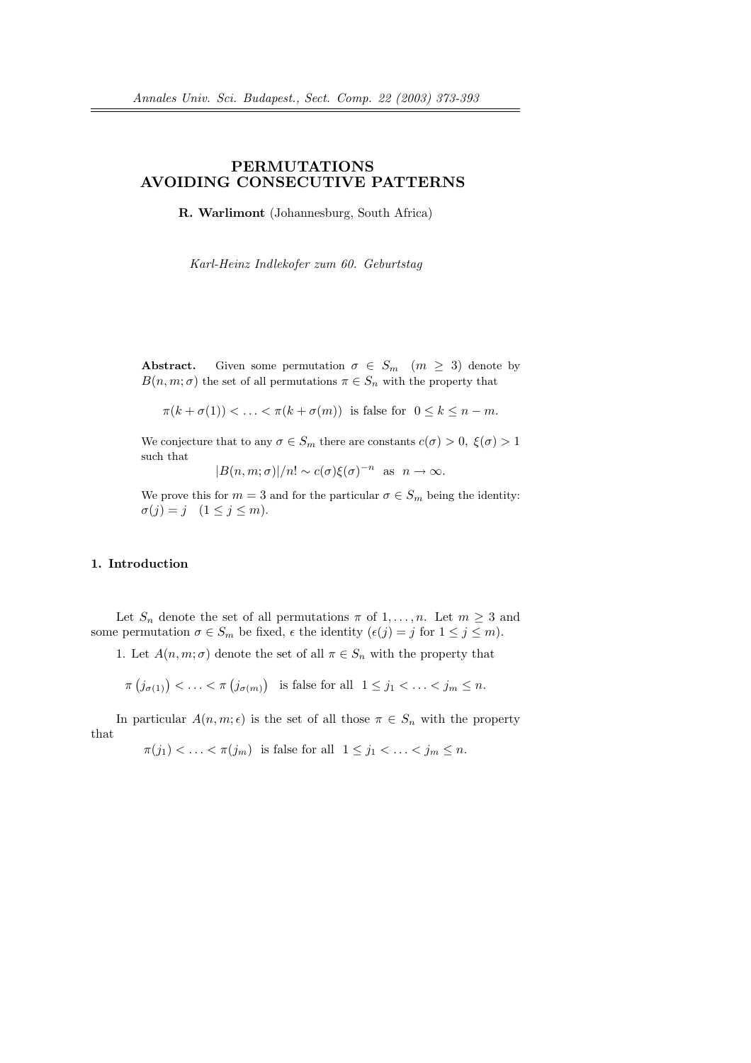# PERMUTATIONS AVOIDING CONSECUTIVE PATTERNS

**R. Warlimont** (Johannesburg, South Africa)

*Karl-Heinz Indlekofer zum 60. Geburtstag*

**Abstract.** Given some permutation $\sigma \in S_m \quad (m \geq 3)$ denote by $B(n,m;\sigma)$ the set of all permutations $\pi \in S_n$ with the property that

$$\pi(k+\sigma(1)) < \ldots < \pi(k+\sigma(m)) \text{ is false for } 0 \leq k \leq n-m.$$

We conjecture that to any $\sigma \in S_m$ there are constants $c(\sigma) > 0$, $\xi(\sigma) > 1$ such that

$$|B(n,m;\sigma)|/n! \sim c(\sigma)\xi(\sigma)^{-n} \text{ as } n \to \infty.$$

We prove this for $m = 3$ and for the particular $\sigma \in S_m$ being the identity: $\sigma(j) = j \quad (1 \leq j \leq m)$.

## 1. Introduction

Let $S_n$ denote the set of all permutations $\pi$ of $1,\ldots,n$. Let $m \geq 3$ and some permutation $\sigma \in S_m$ be fixed, $\epsilon$ the identity ($\epsilon(j) = j$ for $1 \leq j \leq m$).

1. Let $A(n,m;\sigma)$ denote the set of all $\pi \in S_n$ with the property that

$$\pi\left(j_{\sigma(1)}\right) < \ldots < \pi\left(j_{\sigma(m)}\right) \text{ is false for all } 1 \leq j_1 < \ldots < j_m \leq n.$$

In particular $A(n,m;\epsilon)$ is the set of all those $\pi \in S_n$ with the property that

$$\pi(j_1) < \ldots < \pi(j_m) \text{ is false for all } 1 \leq j_1 < \ldots < j_m \leq n.$$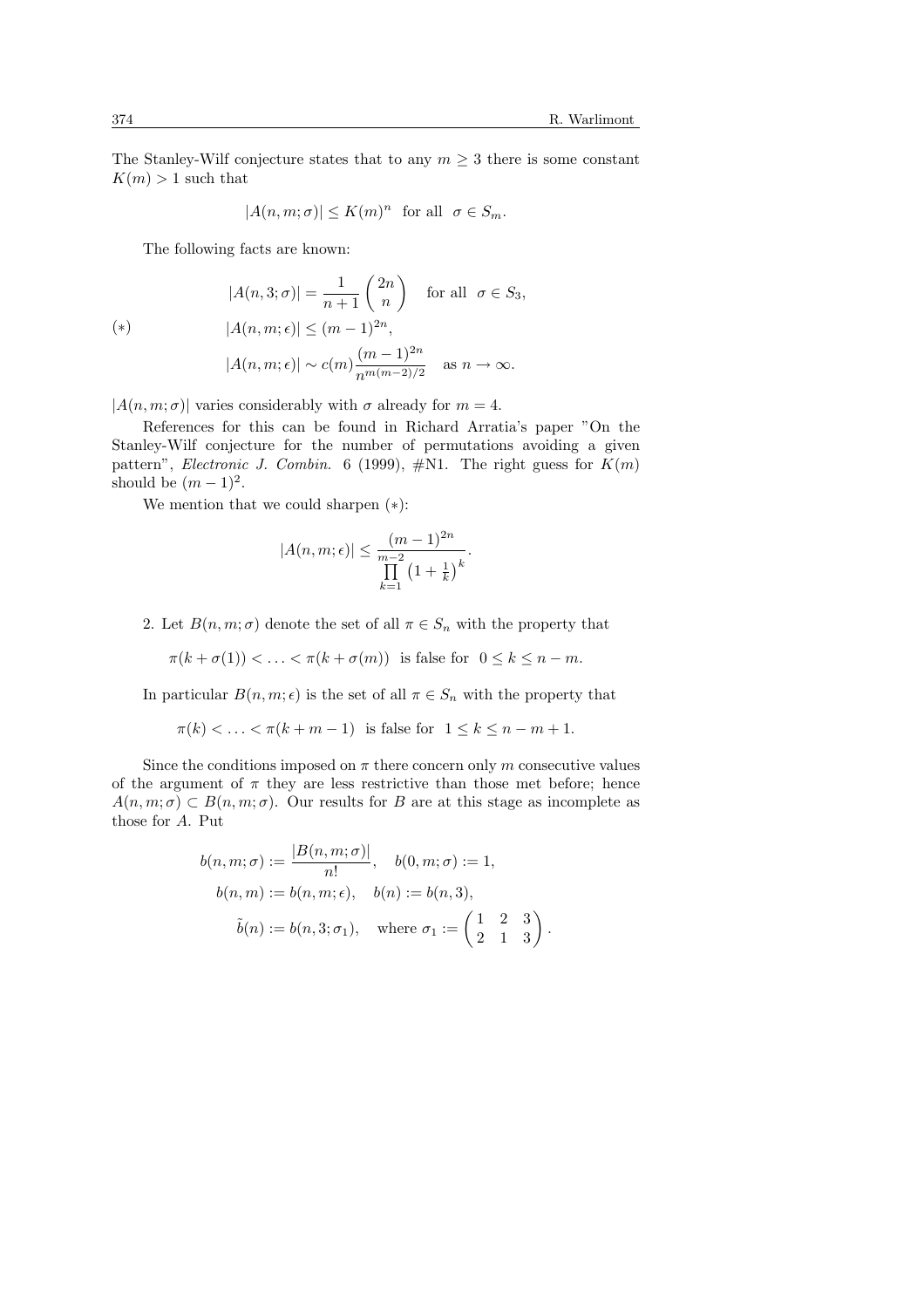The Stanley-Wilf conjecture states that to any $m \geq 3$ there is some constant $K(m) > 1$ such that

$$|A(n, m; \sigma)| \leq K(m)^n \quad \text{for all} \quad \sigma \in S_m.$$

The following facts are known:

$$(*) \qquad \begin{aligned} |A(n, 3; \sigma)| &= \frac{1}{n+1}\binom{2n}{n} \quad \text{for all} \quad \sigma \in S_3, \\ |A(n, m; \epsilon)| &\leq (m-1)^{2n}, \\ |A(n, m; \epsilon)| &\sim c(m)\frac{(m-1)^{2n}}{n^{m(m-2)/2}} \quad \text{as } n \to \infty. \end{aligned}$$

$|A(n, m; \sigma)|$ varies considerably with $\sigma$ already for $m = 4$.

References for this can be found in Richard Arratia's paper "On the Stanley-Wilf conjecture for the number of permutations avoiding a given pattern", *Electronic J. Combin.* 6 (1999), #N1. The right guess for $K(m)$ should be $(m-1)^2$.

We mention that we could sharpen $(*)$:

$$|A(n, m; \epsilon)| \leq \frac{(m-1)^{2n}}{\prod\limits_{k=1}^{m-2}\left(1 + \frac{1}{k}\right)^k}.$$

2. Let $B(n, m; \sigma)$ denote the set of all $\pi \in S_n$ with the property that

$$\pi(k + \sigma(1)) < \ldots < \pi(k + \sigma(m)) \quad \text{is false for} \quad 0 \leq k \leq n - m.$$

In particular $B(n, m; \epsilon)$ is the set of all $\pi \in S_n$ with the property that

$$\pi(k) < \ldots < \pi(k + m - 1) \quad \text{is false for} \quad 1 \leq k \leq n - m + 1.$$

Since the conditions imposed on $\pi$ there concern only $m$ consecutive values of the argument of $\pi$ they are less restrictive than those met before; hence $A(n, m; \sigma) \subset B(n, m; \sigma)$. Our results for $B$ are at this stage as incomplete as those for $A$. Put

$$\begin{aligned} b(n, m; \sigma) &:= \frac{|B(n, m; \sigma)|}{n!}, \quad b(0, m; \sigma) := 1, \\ b(n, m) &:= b(n, m; \epsilon), \quad b(n) := b(n, 3), \\ \tilde{b}(n) &:= b(n, 3; \sigma_1), \quad \text{where } \sigma_1 := \begin{pmatrix} 1 & 2 & 3 \\ 2 & 1 & 3 \end{pmatrix}. \end{aligned}$$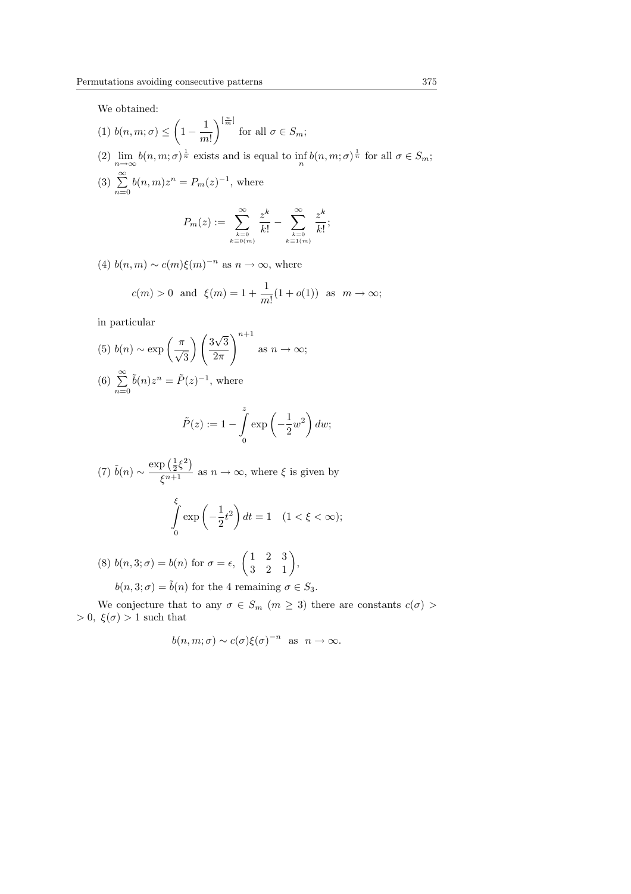We obtained:

(1) $b(n,m;\sigma) \le \left(1 - \dfrac{1}{m!}\right)^{\left[\frac{n}{m}\right]}$ for all $\sigma \in S_m$;

(2) $\lim\limits_{n\to\infty} b(n,m;\sigma)^{\frac{1}{n}}$ exists and is equal to $\inf\limits_{n} b(n,m;\sigma)^{\frac{1}{n}}$ for all $\sigma \in S_m$;

(3) $\sum\limits_{n=0}^{\infty} b(n,m) z^n = P_m(z)^{-1}$, where

$$P_m(z) := \sum_{\substack{k=0\\ k\equiv 0(m)}}^{\infty} \frac{z^k}{k!} - \sum_{\substack{k=0\\ k\equiv 1(m)}}^{\infty} \frac{z^k}{k!};$$

(4) $b(n,m) \sim c(m)\xi(m)^{-n}$ as $n \to \infty$, where

$$c(m) > 0 \quad \text{and} \quad \xi(m) = 1 + \frac{1}{m!}(1 + o(1)) \quad \text{as} \quad m \to \infty;$$

in particular

(5) $b(n) \sim \exp\left(\dfrac{\pi}{\sqrt{3}}\right)\left(\dfrac{3\sqrt{3}}{2\pi}\right)^{n+1}$ as $n \to \infty$;

(6) $\sum\limits_{n=0}^{\infty} \tilde{b}(n) z^n = \tilde{P}(z)^{-1}$, where

$$\tilde{P}(z) := 1 - \int_0^z \exp\left(-\frac{1}{2}w^2\right) dw;$$

(7) $\tilde{b}(n) \sim \dfrac{\exp\left(\frac{1}{2}\xi^2\right)}{\xi^{n+1}}$ as $n \to \infty$, where $\xi$ is given by

$$\int_0^{\xi} \exp\left(-\frac{1}{2}t^2\right) dt = 1 \quad (1 < \xi < \infty);$$

(8) $b(n,3;\sigma) = b(n)$ for $\sigma = \epsilon,\ \begin{pmatrix} 1 & 2 & 3 \\ 3 & 2 & 1 \end{pmatrix}$,

$b(n,3;\sigma) = \tilde{b}(n)$ for the 4 remaining $\sigma \in S_3$.

We conjecture that to any $\sigma \in S_m$ $(m \ge 3)$ there are constants $c(\sigma) > 0$, $\xi(\sigma) > 1$ such that

$$b(n,m;\sigma) \sim c(\sigma)\xi(\sigma)^{-n} \quad \text{as} \quad n \to \infty.$$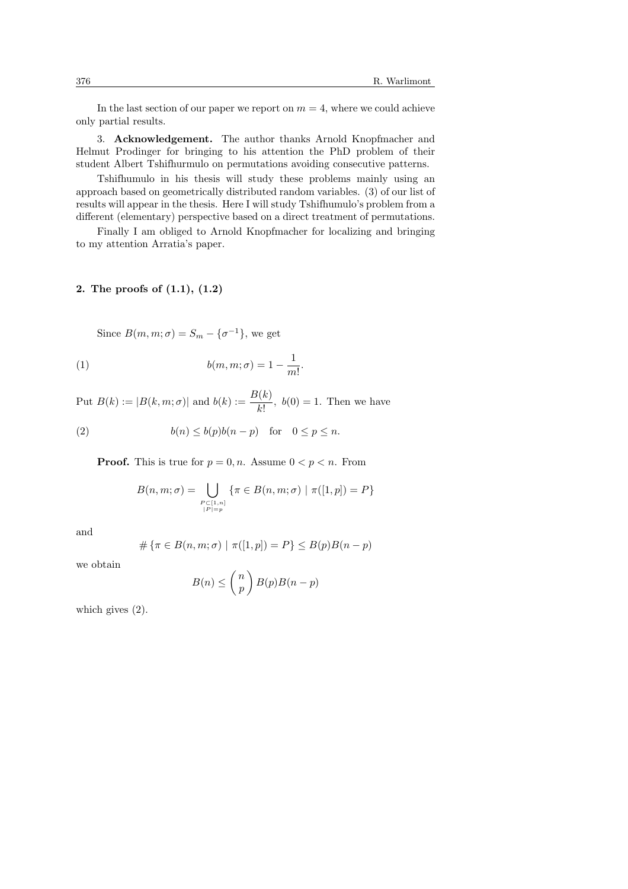In the last section of our paper we report on $m = 4$, where we could achieve only partial results.

3. **Acknowledgement.** The author thanks Arnold Knopfmacher and Helmut Prodinger for bringing to his attention the PhD problem of their student Albert Tshifhurmulo on permutations avoiding consecutive patterns.

Tshifhumulo in his thesis will study these problems mainly using an approach based on geometrically distributed random variables. (3) of our list of results will appear in the thesis. Here I will study Tshifhumulo's problem from a different (elementary) perspective based on a direct treatment of permutations.

Finally I am obliged to Arnold Knopfmacher for localizing and bringing to my attention Arratia's paper.

## 2. The proofs of (1.1), (1.2)

Since $B(m, m; \sigma) = S_m - \{\sigma^{-1}\}$, we get

$$b(m, m; \sigma) = 1 - \frac{1}{m!}. \tag{1}$$

Put $B(k) := |B(k, m; \sigma)|$ and $b(k) := \dfrac{B(k)}{k!}$, $b(0) = 1$. Then we have

$$b(n) \le b(p)b(n - p) \quad \text{for} \quad 0 \le p \le n. \tag{2}$$

**Proof.** This is true for $p = 0, n$. Assume $0 < p < n$. From

$$B(n, m; \sigma) = \bigcup_{\substack{P \subset [1,n] \\ |P| = p}} \{\pi \in B(n, m; \sigma) \mid \pi([1, p]) = P\}$$

and

$$\# \{\pi \in B(n, m; \sigma) \mid \pi([1, p]) = P\} \le B(p)B(n - p)$$

we obtain

$$B(n) \le \binom{n}{p} B(p)B(n - p)$$

which gives (2).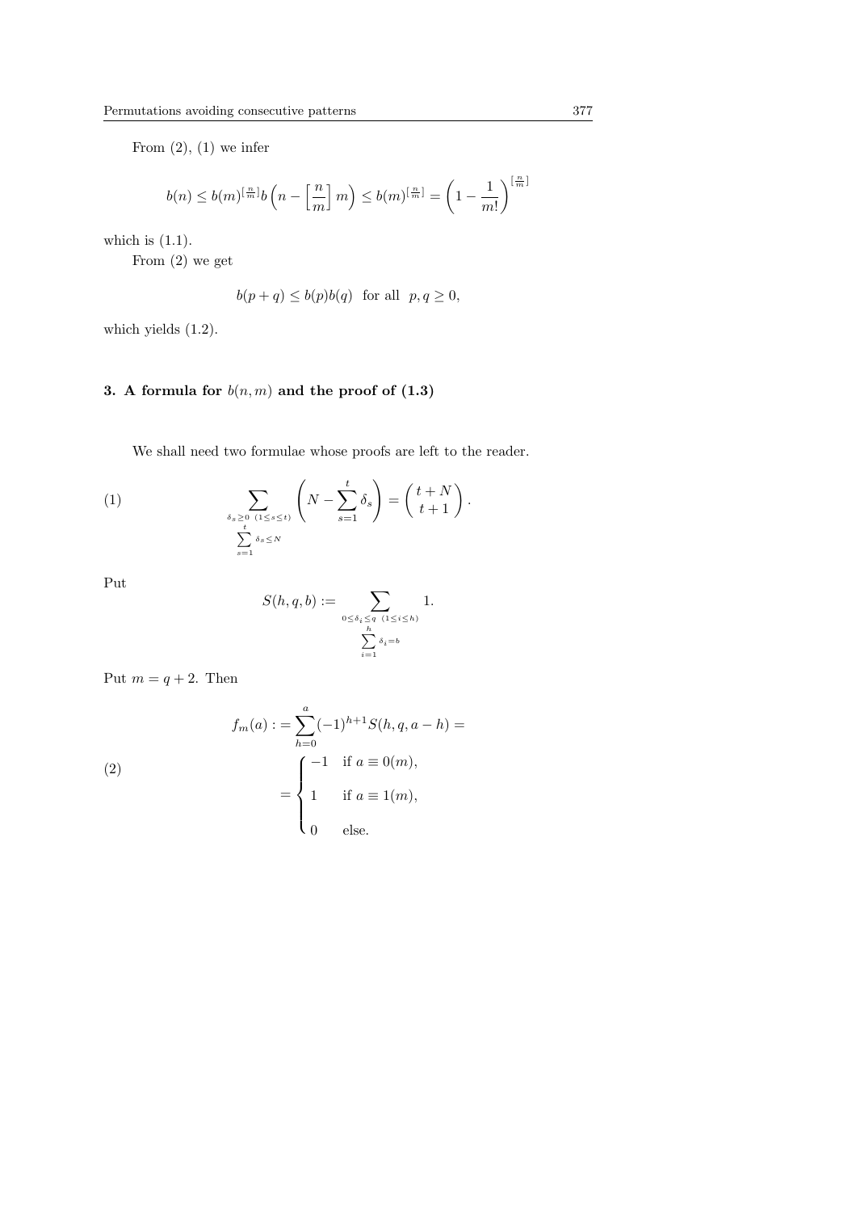From (2), (1) we infer

$$b(n) \leq b(m)^{\left[\frac{n}{m}\right]} b\left(n - \left[\frac{n}{m}\right] m\right) \leq b(m)^{\left[\frac{n}{m}\right]} = \left(1 - \frac{1}{m!}\right)^{\left[\frac{n}{m}\right]}$$

which is (1.1).

From (2) we get

$$b(p+q) \leq b(p)b(q) \quad \text{for all} \quad p, q \geq 0,$$

which yields (1.2).

## 3. A formula for $b(n,m)$ and the proof of (1.3)

We shall need two formulae whose proofs are left to the reader.

$$\sum_{\substack{\delta_s \geq 0 \ (1 \leq s \leq t) \\ \sum_{s=1}^{t} \delta_s \leq N}} \left( N - \sum_{s=1}^{t} \delta_s \right) = \binom{t+N}{t+1}. \tag{1}$$

Put

$$S(h,q,b) := \sum_{\substack{0 \leq \delta_i \leq q \ (1 \leq i \leq h) \\ \sum_{i=1}^{h} \delta_i = b}} 1.$$

Put $m = q + 2$. Then

$$f_m(a) := \sum_{h=0}^{a} (-1)^{h+1} S(h,q,a-h) = \begin{cases} -1 & \text{if } a \equiv 0(m), \\ 1 & \text{if } a \equiv 1(m), \\ 0 & \text{else.} \end{cases} \tag{2}$$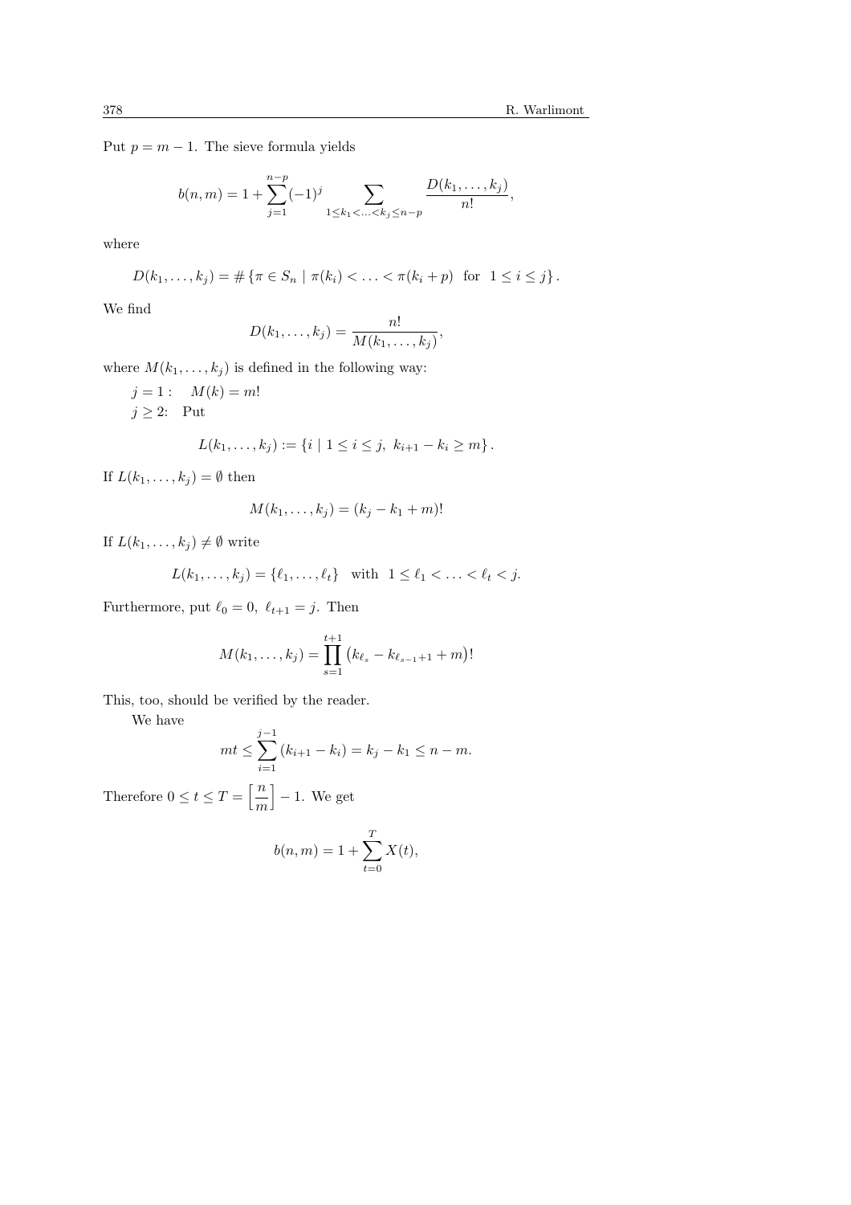Put $p = m - 1$. The sieve formula yields

$$b(n,m) = 1 + \sum_{j=1}^{n-p} (-1)^j \sum_{1 \le k_1 < \ldots < k_j \le n-p} \frac{D(k_1, \ldots, k_j)}{n!},$$

where

$$D(k_1, \ldots, k_j) = \# \left\{ \pi \in S_n \mid \pi(k_i) < \ldots < \pi(k_i + p) \;\; \text{for} \;\; 1 \le i \le j \right\}.$$

We find

$$D(k_1, \ldots, k_j) = \frac{n!}{M(k_1, \ldots, k_j)},$$

where $M(k_1, \ldots, k_j)$ is defined in the following way:

$j = 1: \quad M(k) = m!$

$j \ge 2$: Put

$$L(k_1, \ldots, k_j) := \left\{ i \mid 1 \le i \le j, \; k_{i+1} - k_i \ge m \right\}.$$

If $L(k_1, \ldots, k_j) = \emptyset$ then

$$M(k_1, \ldots, k_j) = (k_j - k_1 + m)!$$

If $L(k_1, \ldots, k_j) \ne \emptyset$ write

$$L(k_1, \ldots, k_j) = \{\ell_1, \ldots, \ell_t\} \quad \text{with} \quad 1 \le \ell_1 < \ldots < \ell_t < j.$$

Furthermore, put $\ell_0 = 0, \; \ell_{t+1} = j$. Then

$$M(k_1, \ldots, k_j) = \prod_{s=1}^{t+1} \left( k_{\ell_s} - k_{\ell_{s-1}+1} + m \right)!$$

This, too, should be verified by the reader.

We have

$$mt \le \sum_{i=1}^{j-1} (k_{i+1} - k_i) = k_j - k_1 \le n - m.$$

Therefore $0 \le t \le T = \left[ \dfrac{n}{m} \right] - 1$. We get

$$b(n,m) = 1 + \sum_{t=0}^{T} X(t),$$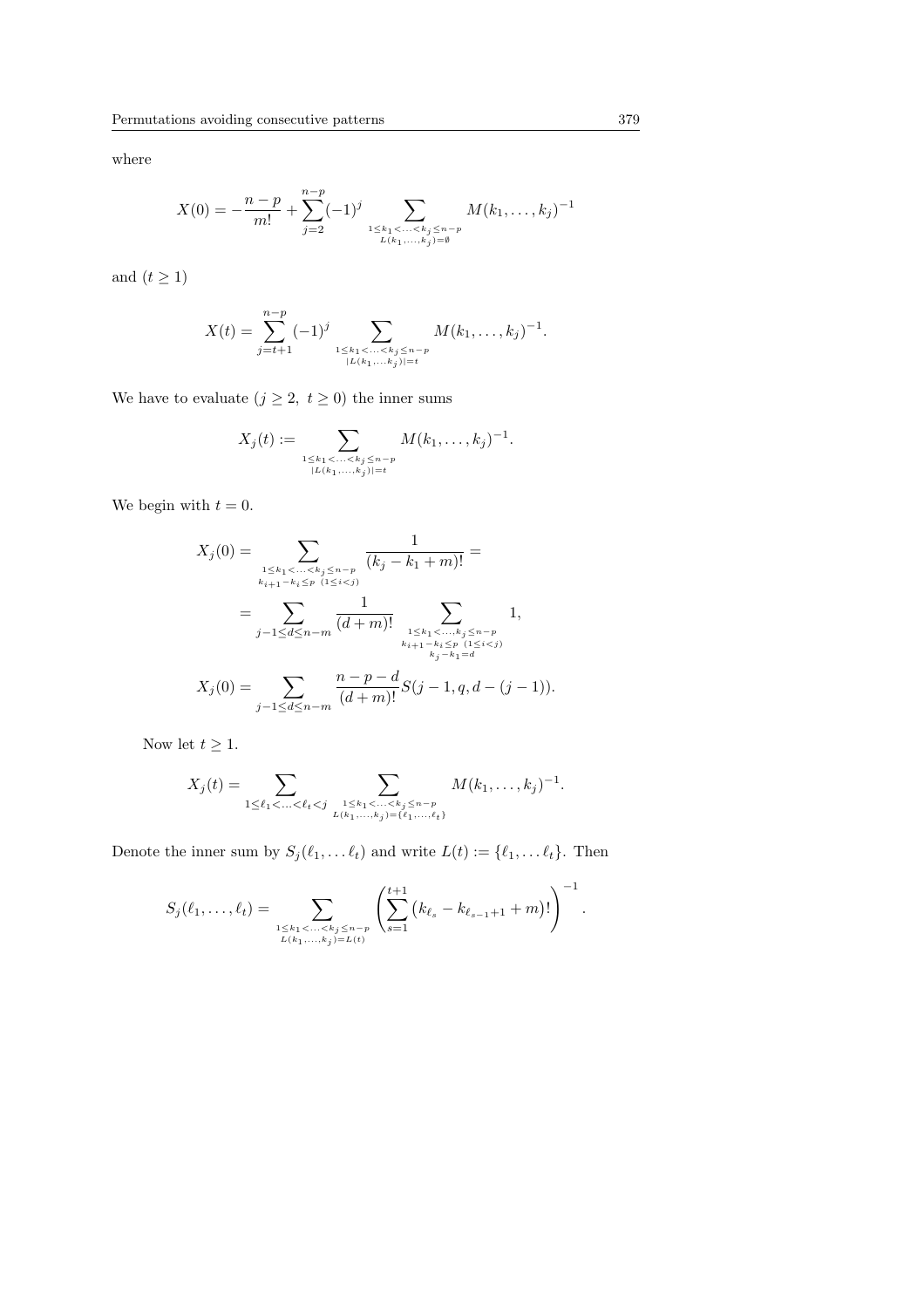where

$$X(0) = -\frac{n-p}{m!} + \sum_{j=2}^{n-p} (-1)^j \sum_{\substack{1 \le k_1 < \ldots < k_j \le n-p \\ L(k_1,\ldots,k_j) = \emptyset}} M(k_1, \ldots, k_j)^{-1}$$

and $(t \geq 1)$

$$X(t) = \sum_{j=t+1}^{n-p} (-1)^j \sum_{\substack{1 \le k_1 < \ldots < k_j \le n-p \\ |L(k_1 \ldots k_j)| = t}} M(k_1, \ldots, k_j)^{-1}.$$

We have to evaluate $(j \geq 2,\ t \geq 0)$ the inner sums

$$X_j(t) := \sum_{\substack{1 \le k_1 < \ldots < k_j \le n-p \\ |L(k_1, \ldots, k_j)| = t}} M(k_1, \ldots, k_j)^{-1}.$$

We begin with $t = 0$.

$$X_j(0) = \sum_{\substack{1 \le k_1 < \ldots < k_j \le n-p \\ k_{i+1} - k_i \le p \ (1 \le i < j)}} \frac{1}{(k_j - k_1 + m)!} =$$

$$= \sum_{j-1 \le d \le n-m} \frac{1}{(d+m)!} \sum_{\substack{1 \le k_1 < \ldots, k_j \le n-p \\ k_{i+1} - k_i \le p \ (1 \le i < j) \\ k_j - k_1 = d}} 1,$$

$$X_j(0) = \sum_{j-1 \le d \le n-m} \frac{n-p-d}{(d+m)!} S(j-1, q, d-(j-1)).$$

Now let $t \geq 1$.

$$X_j(t) = \sum_{1 \le \ell_1 < \ldots < \ell_t < j} \ \sum_{\substack{1 \le k_1 < \ldots < k_j \le n-p \\ L(k_1, \ldots, k_j) = \{\ell_1, \ldots, \ell_t\}}} M(k_1, \ldots, k_j)^{-1}.$$

Denote the inner sum by $S_j(\ell_1, \ldots \ell_t)$ and write $L(t) := \{\ell_1, \ldots \ell_t\}$. Then

$$S_j(\ell_1, \ldots, \ell_t) = \sum_{\substack{1 \le k_1 < \ldots < k_j \le n-p \\ L(k_1, \ldots, k_j) = L(t)}} \left( \sum_{s=1}^{t+1} \left(k_{\ell_s} - k_{\ell_{s-1}+1} + m\right)! \right)^{-1}.$$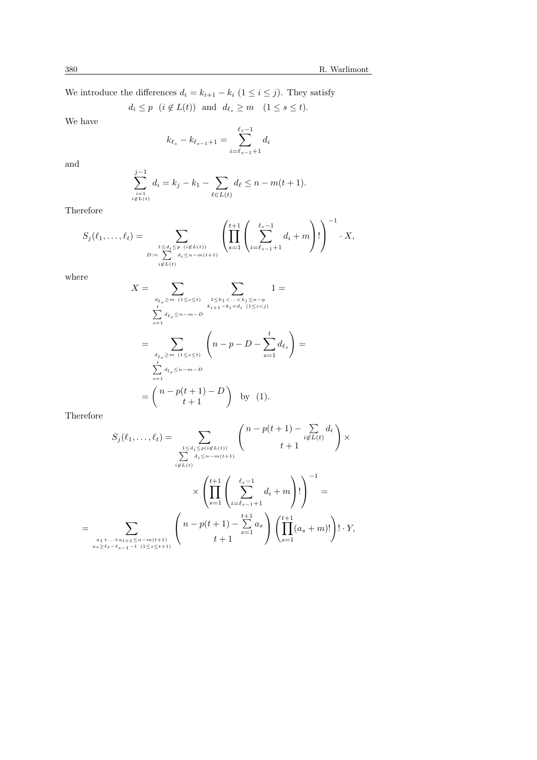We introduce the differences $d_i = k_{i+1} - k_i$ $(1 \le i \le j)$. They satisfy

$$d_i \le p \quad (i \notin L(t)) \quad \text{and} \quad d_{\ell_s} \ge m \quad (1 \le s \le t).$$

We have

$$k_{\ell_s} - k_{\ell_{s-1}+1} = \sum_{i=\ell_{s-1}+1}^{\ell_s - 1} d_i$$

and

$$\sum_{\substack{i=1 \\ i \notin L(t)}}^{j-1} d_i = k_j - k_1 - \sum_{\ell \in L(t)} d_\ell \le n - m(t+1).$$

Therefore

$$S_j(\ell_1, \ldots, \ell_t) = \sum_{\substack{1 \le d_i \le p \;\; (i \notin L(t)) \\ D := \sum\limits_{i \notin L(t)} d_i \le n - m(t+1)}} \left( \prod_{s=1}^{t+1} \left( \sum_{i=\ell_{s-1}+1}^{\ell_s - 1} d_i + m \right)! \right)^{-1} \cdot X,$$

where

$$X = \sum_{\substack{d_{\ell_s} \ge m \;\; (1 \le s \le t) \\ \sum\limits_{s=1}^{t} d_{\ell_s} \le n - m - D}} \; \sum_{\substack{1 \le k_1 < \ldots < k_j \le n-p \\ k_{i+1} - k_i = d_i \;\; (1 \le i < j)}} 1 =$$

$$= \sum_{\substack{d_{\ell_s} \ge m \;\; (1 \le s \le t) \\ \sum\limits_{s=1}^{t} d_{l_s} \le n - m - D}} \left( n - p - D - \sum_{s=1}^{t} d_{\ell_s} \right) =$$

$$= \binom{n - p(t+1) - D}{t+1} \quad \text{by} \quad (1).$$

Therefore

$$S_j(\ell_1, \ldots, \ell_t) = \sum_{\substack{1 \le d_i \le p (i \notin L(t)) \\ \sum\limits_{i \notin L(t)} d_i \le n - m(t+1)}} \binom{n - p(t+1) - \sum\limits_{i \notin L(t)} d_i}{t+1} \times$$

$$\times \left( \prod_{s=1}^{t+1} \left( \sum_{i=\ell_{s-1}+1}^{\ell_s - 1} d_i + m \right)! \right)^{-1} =$$

$$= \sum_{\substack{a_1 + \ldots + a_{t+1} \le n - m(t+1) \\ a_s \ge \ell_s - \ell_{s-1} - 1 \;\; (1 \le s \le t+1)}} \binom{n - p(t+1) - \sum\limits_{s=1}^{t+1} a_s}{t+1} \left( \prod_{s=1}^{t+1} (a_s + m)! \right)! \cdot Y,$$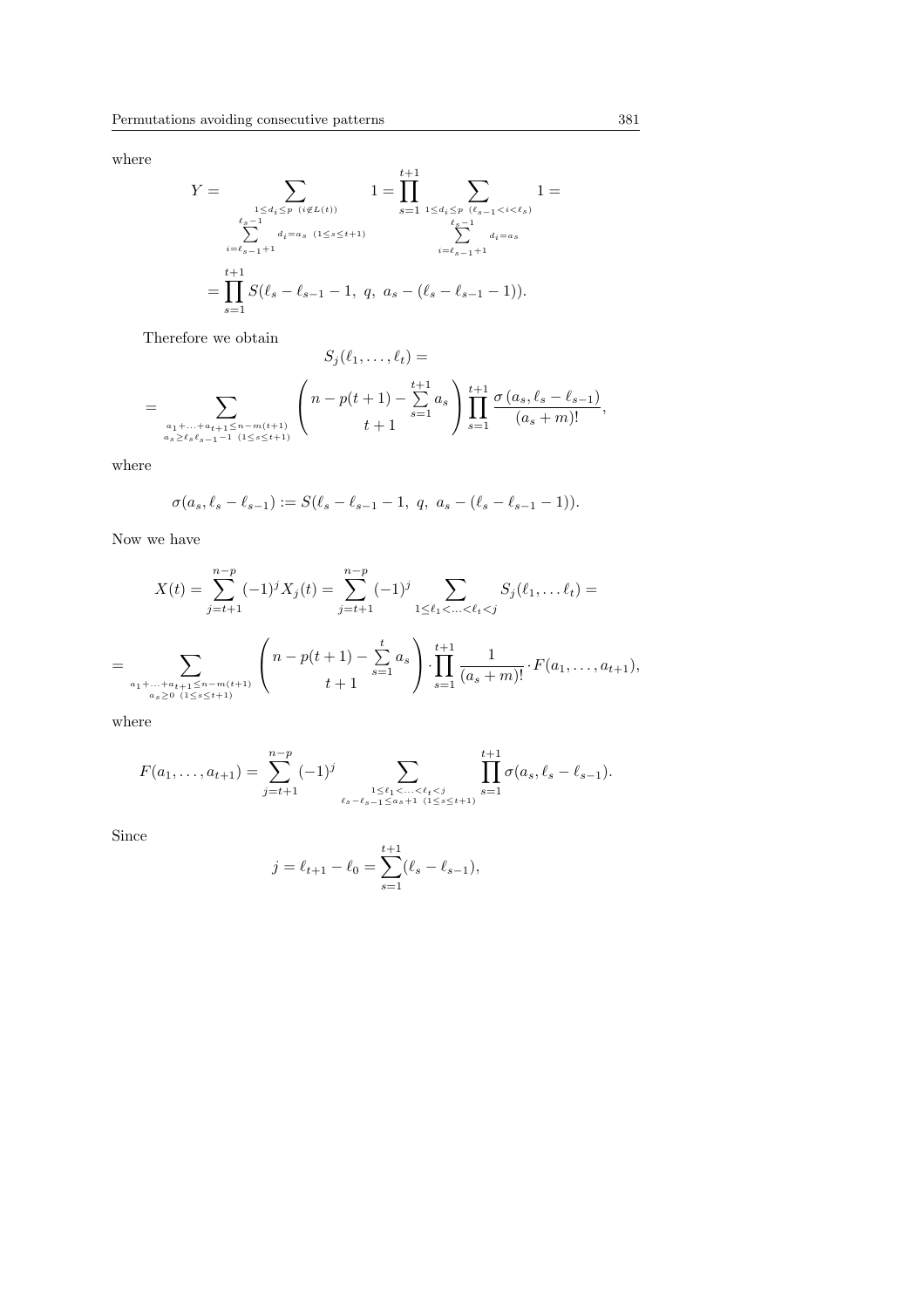where

$$Y = \sum_{\substack{1\le d_i\le p\ \ (i\notin L(t))\\ \sum\limits_{i=\ell_{s-1}+1}^{\ell_s-1} d_i=a_s\ \ (1\le s\le t+1)}} 1 = \prod_{s=1}^{t+1} \sum_{\substack{1\le d_i\le p\ \ (\ell_{s-1}<i<\ell_s)\\ \sum\limits_{i=\ell_{s-1}+1}^{\ell_s-1} d_i=a_s}} 1 =$$

$$= \prod_{s=1}^{t+1} S(\ell_s-\ell_{s-1}-1,\ q,\ a_s-(\ell_s-\ell_{s-1}-1)).$$

Therefore we obtain

$$S_j(\ell_1,\ldots,\ell_t) =$$

$$= \sum_{\substack{a_1+\ldots+a_{t+1}\le n-m(t+1)\\ a_s\ge \ell_s\ell_{s-1}-1\ (1\le s\le t+1)}} \binom{n-p(t+1)-\sum\limits_{s=1}^{t+1} a_s}{t+1} \prod_{s=1}^{t+1} \frac{\sigma\left(a_s,\ell_s-\ell_{s-1}\right)}{(a_s+m)!},$$

where

$$\sigma(a_s,\ell_s-\ell_{s-1}) := S(\ell_s-\ell_{s-1}-1,\ q,\ a_s-(\ell_s-\ell_{s-1}-1)).$$

Now we have

$$X(t) = \sum_{j=t+1}^{n-p} (-1)^j X_j(t) = \sum_{j=t+1}^{n-p} (-1)^j \sum_{1\le \ell_1<\ldots<\ell_t<j} S_j(\ell_1,\ldots \ell_t) =$$

$$= \sum_{\substack{a_1+\ldots+a_{t+1}\le n-m(t+1)\\ a_s\ge 0\ (1\le s\le t+1)}} \binom{n-p(t+1)-\sum\limits_{s=1}^{t} a_s}{t+1} \cdot \prod_{s=1}^{t+1} \frac{1}{(a_s+m)!} \cdot F(a_1,\ldots,a_{t+1}),$$

where

$$F(a_1,\ldots,a_{t+1}) = \sum_{j=t+1}^{n-p} (-1)^j \sum_{\substack{1\le \ell_1<\ldots<\ell_t<j\\ \ell_s-\ell_{s-1}\le a_s+1\ (1\le s\le t+1)}} \prod_{s=1}^{t+1} \sigma(a_s,\ell_s-\ell_{s-1}).$$

Since

$$j = \ell_{t+1}-\ell_0 = \sum_{s=1}^{t+1} (\ell_s-\ell_{s-1}),$$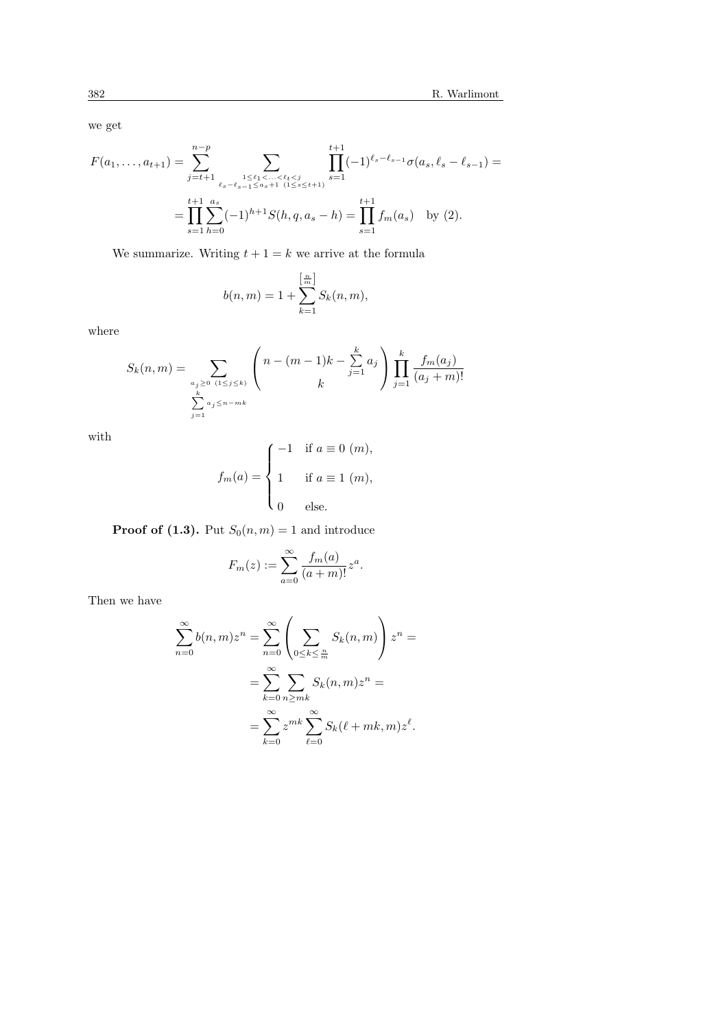we get

$$F(a_1,\ldots,a_{t+1}) = \sum_{j=t+1}^{n-p} \sum_{\substack{1\le \ell_1<\ldots<\ell_t<j \\ \ell_s-\ell_{s-1}\le a_s+1 \ (1\le s\le t+1)}} \prod_{s=1}^{t+1} (-1)^{\ell_s-\ell_{s-1}} \sigma(a_s, \ell_s-\ell_{s-1}) =$$

$$= \prod_{s=1}^{t+1} \sum_{h=0}^{a_s} (-1)^{h+1} S(h,q,a_s-h) = \prod_{s=1}^{t+1} f_m(a_s) \quad \text{by (2).}$$

We summarize. Writing $t+1=k$ we arrive at the formula

$$b(n,m) = 1 + \sum_{k=1}^{\left[\frac{n}{m}\right]} S_k(n,m),$$

where

$$S_k(n,m) = \sum_{\substack{a_j\ge 0 \ (1\le j\le k) \\ \sum_{j=1}^{k} a_j \le n-mk}} \binom{n-(m-1)k-\sum_{j=1}^{k} a_j}{k} \prod_{j=1}^{k} \frac{f_m(a_j)}{(a_j+m)!}$$

with

$$f_m(a) = \begin{cases} -1 & \text{if } a\equiv 0 \ (m), \\ 1 & \text{if } a\equiv 1 \ (m), \\ 0 & \text{else.} \end{cases}$$

**Proof of (1.3).** Put $S_0(n,m)=1$ and introduce

$$F_m(z) := \sum_{a=0}^{\infty} \frac{f_m(a)}{(a+m)!} z^a.$$

Then we have

$$\sum_{n=0}^{\infty} b(n,m) z^n = \sum_{n=0}^{\infty} \left( \sum_{0\le k\le \frac{n}{m}} S_k(n,m) \right) z^n =$$

$$= \sum_{k=0}^{\infty} \sum_{n\ge mk} S_k(n,m) z^n =$$

$$= \sum_{k=0}^{\infty} z^{mk} \sum_{\ell=0}^{\infty} S_k(\ell+mk,m) z^{\ell}.$$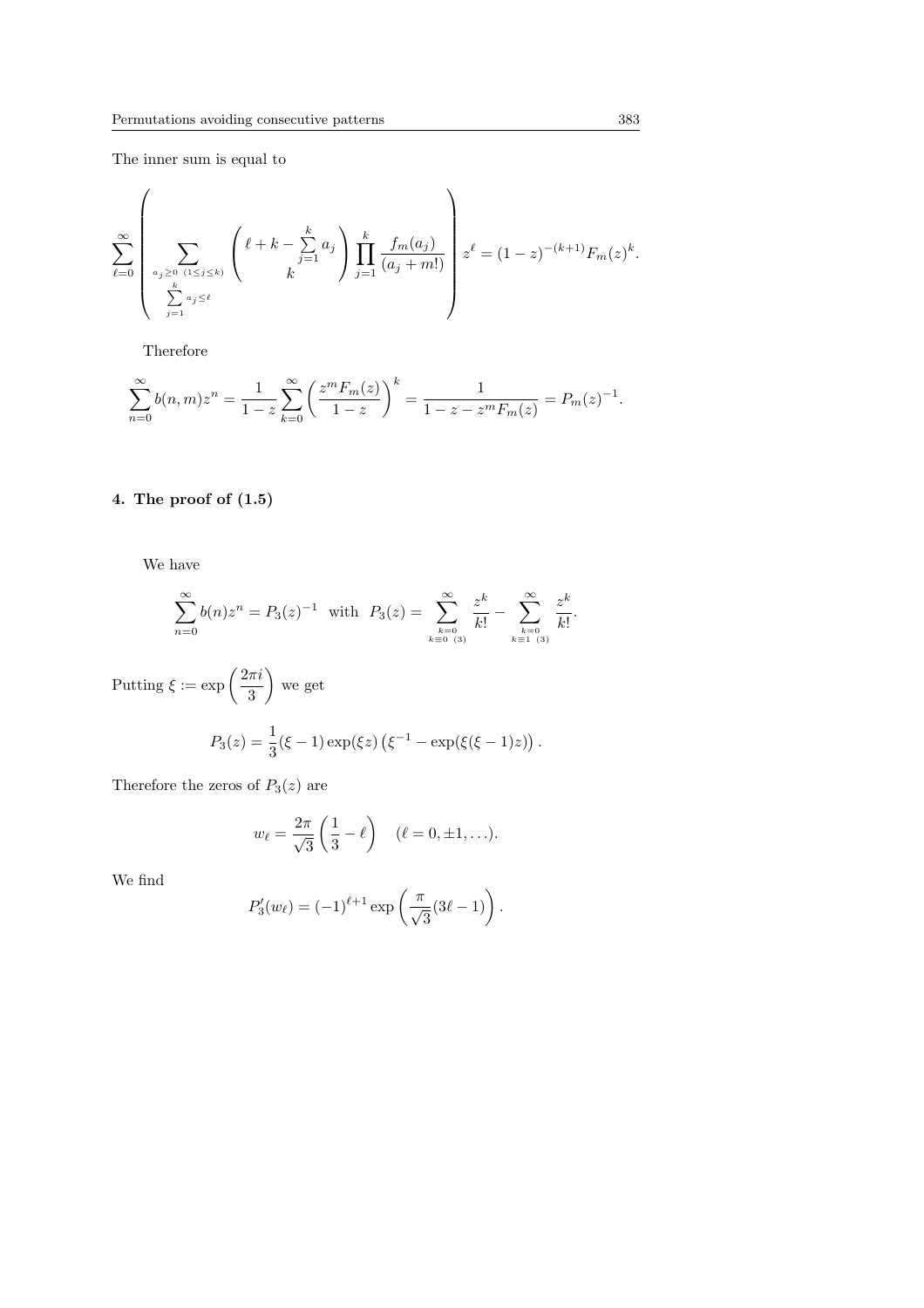The inner sum is equal to

$$\sum_{\ell=0}^{\infty}\left(\sum_{\substack{a_j\geq 0\ (1\leq j\leq k)\\ \sum_{j=1}^{k} a_j\leq \ell}}\binom{\ell+k-\sum_{j=1}^{k}a_j}{k}\prod_{j=1}^{k}\frac{f_m(a_j)}{(a_j+m!)}\right)z^{\ell}=(1-z)^{-(k+1)}F_m(z)^k.$$

Therefore

$$\sum_{n=0}^{\infty} b(n,m)z^n=\frac{1}{1-z}\sum_{k=0}^{\infty}\left(\frac{z^mF_m(z)}{1-z}\right)^k=\frac{1}{1-z-z^mF_m(z)}=P_m(z)^{-1}.$$

## 4. The proof of (1.5)

We have

$$\sum_{n=0}^{\infty} b(n)z^n=P_3(z)^{-1}\quad\text{with}\quad P_3(z)=\sum_{\substack{k=0\\ k\equiv 0\ (3)}}^{\infty}\frac{z^k}{k!}-\sum_{\substack{k=0\\ k\equiv 1\ (3)}}^{\infty}\frac{z^k}{k!}.$$

Putting $\xi:=\exp\left(\frac{2\pi i}{3}\right)$ we get

$$P_3(z)=\frac{1}{3}(\xi-1)\exp(\xi z)\left(\xi^{-1}-\exp(\xi(\xi-1)z)\right).$$

Therefore the zeros of $P_3(z)$ are

$$w_\ell=\frac{2\pi}{\sqrt{3}}\left(\frac{1}{3}-\ell\right)\quad(\ell=0,\pm1,\ldots).$$

We find

$$P_3'(w_\ell)=(-1)^{\ell+1}\exp\left(\frac{\pi}{\sqrt{3}}(3\ell-1)\right).$$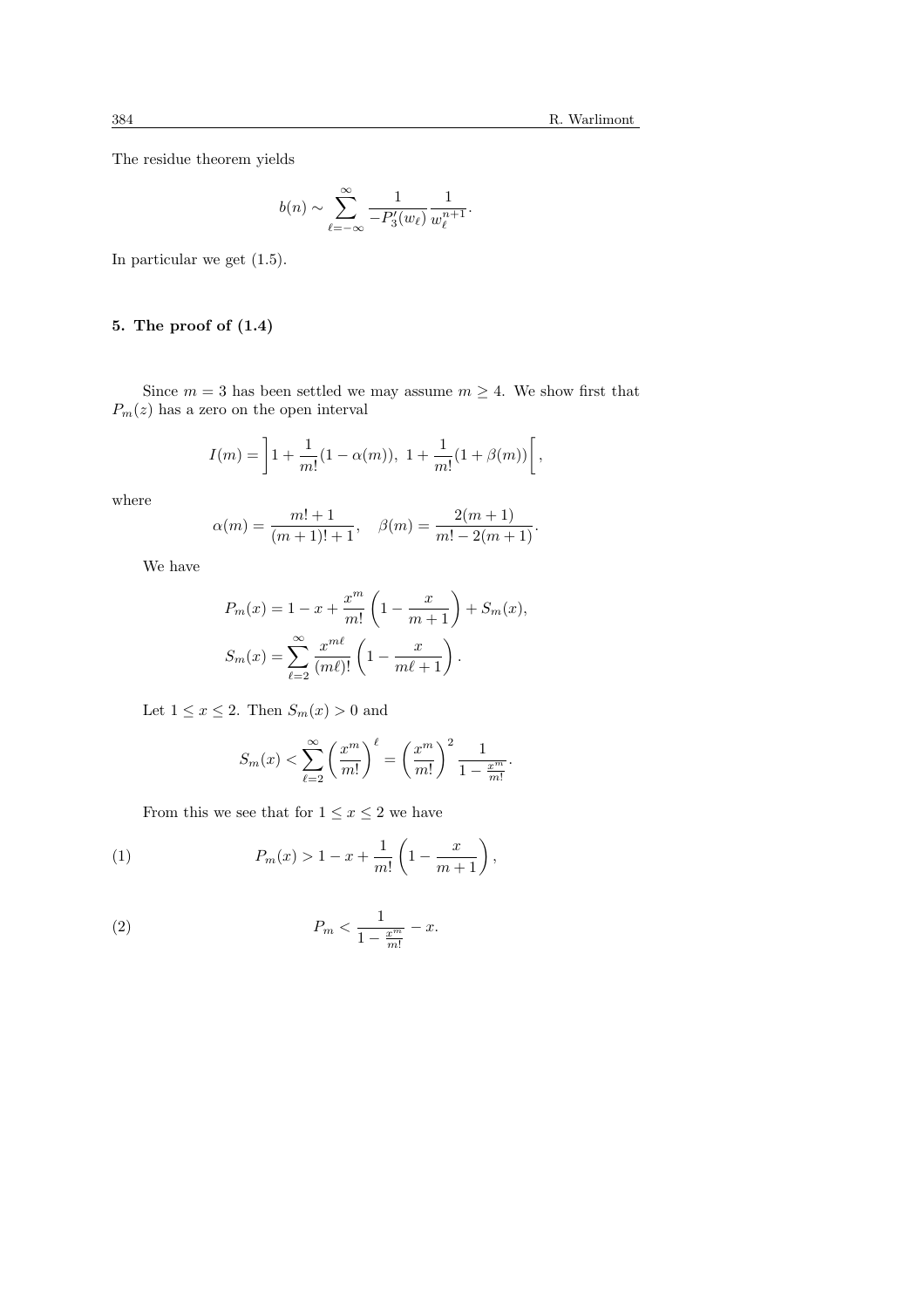The residue theorem yields

$$b(n) \sim \sum_{\ell=-\infty}^{\infty} \frac{1}{-P_3'(w_\ell)} \frac{1}{w_\ell^{n+1}}.$$

In particular we get (1.5).

## 5. The proof of (1.4)

Since $m = 3$ has been settled we may assume $m \geq 4$. We show first that $P_m(z)$ has a zero on the open interval

$$I(m) = \left] 1 + \frac{1}{m!}(1 - \alpha(m)),\ 1 + \frac{1}{m!}(1 + \beta(m)) \right[,$$

where

$$\alpha(m) = \frac{m! + 1}{(m+1)! + 1}, \quad \beta(m) = \frac{2(m+1)}{m! - 2(m+1)}.$$

We have

$$P_m(x) = 1 - x + \frac{x^m}{m!}\left(1 - \frac{x}{m+1}\right) + S_m(x),$$

$$S_m(x) = \sum_{\ell=2}^{\infty} \frac{x^{m\ell}}{(m\ell)!}\left(1 - \frac{x}{m\ell + 1}\right).$$

Let $1 \leq x \leq 2$. Then $S_m(x) > 0$ and

$$S_m(x) < \sum_{\ell=2}^{\infty} \left(\frac{x^m}{m!}\right)^\ell = \left(\frac{x^m}{m!}\right)^2 \frac{1}{1 - \frac{x^m}{m!}}.$$

From this we see that for $1 \leq x \leq 2$ we have

$$P_m(x) > 1 - x + \frac{1}{m!}\left(1 - \frac{x}{m+1}\right), \tag{1}$$

$$P_m < \frac{1}{1 - \frac{x^m}{m!}} - x. \tag{2}$$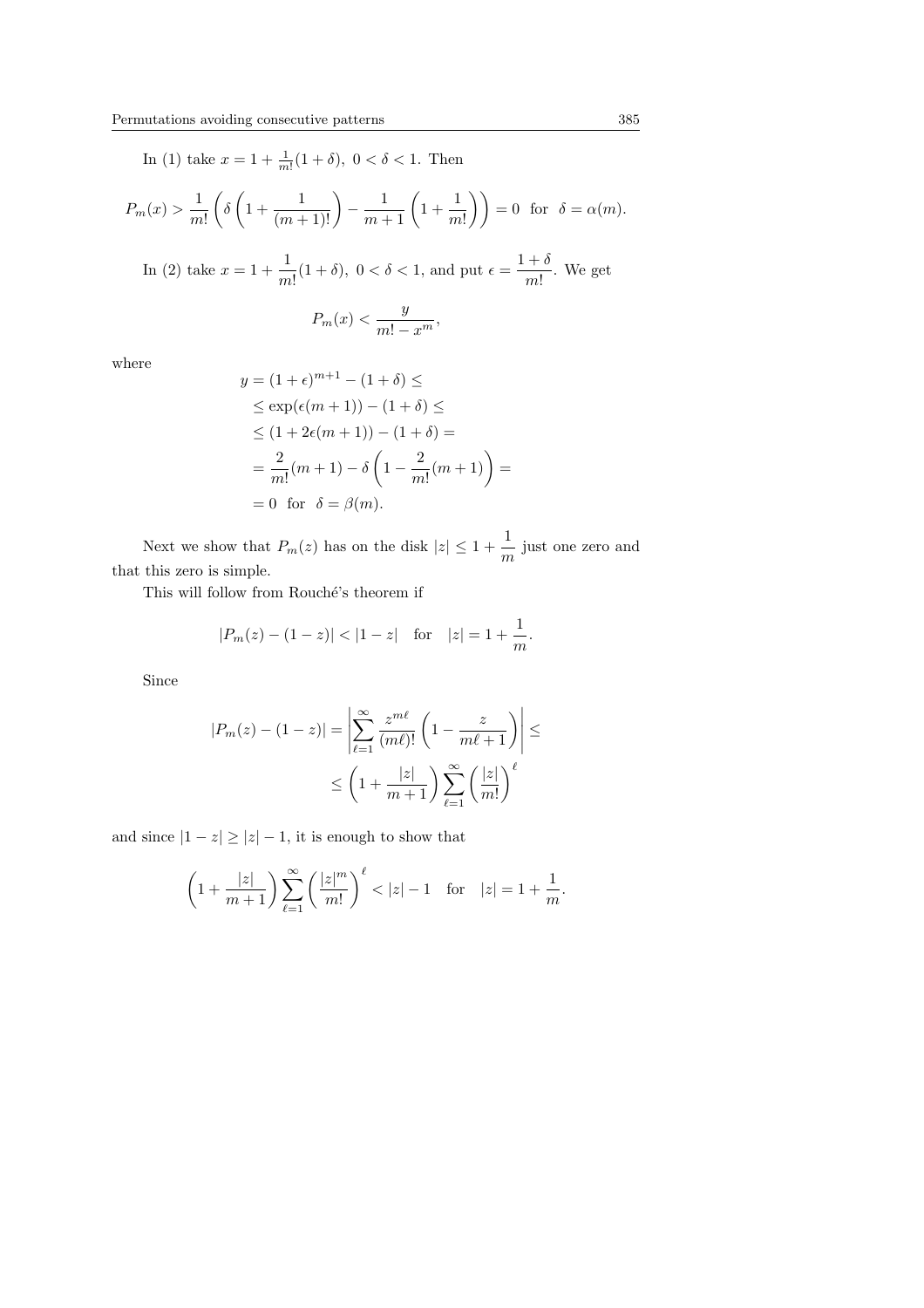In (1) take $x = 1 + \frac{1}{m!}(1+\delta)$, $0 < \delta < 1$. Then

$$P_m(x) > \frac{1}{m!}\left(\delta\left(1 + \frac{1}{(m+1)!}\right) - \frac{1}{m+1}\left(1 + \frac{1}{m!}\right)\right) = 0 \text{ for } \delta = \alpha(m).$$

In (2) take $x = 1 + \dfrac{1}{m!}(1+\delta)$, $0 < \delta < 1$, and put $\epsilon = \dfrac{1+\delta}{m!}$. We get

$$P_m(x) < \frac{y}{m! - x^m},$$

where

$$\begin{aligned} y &= (1+\epsilon)^{m+1} - (1+\delta) \leq \\ &\leq \exp(\epsilon(m+1)) - (1+\delta) \leq \\ &\leq (1 + 2\epsilon(m+1)) - (1+\delta) = \\ &= \frac{2}{m!}(m+1) - \delta\left(1 - \frac{2}{m!}(m+1)\right) = \\ &= 0 \text{ for } \delta = \beta(m). \end{aligned}$$

Next we show that $P_m(z)$ has on the disk $|z| \leq 1 + \dfrac{1}{m}$ just one zero and that this zero is simple.

This will follow from Rouché's theorem if

$$|P_m(z) - (1-z)| < |1-z| \quad \text{for} \quad |z| = 1 + \frac{1}{m}.$$

Since

$$\begin{aligned} |P_m(z) - (1-z)| &= \left|\sum_{\ell=1}^{\infty} \frac{z^{m\ell}}{(m\ell)!}\left(1 - \frac{z}{m\ell+1}\right)\right| \leq \\ &\leq \left(1 + \frac{|z|}{m+1}\right)\sum_{\ell=1}^{\infty}\left(\frac{|z|}{m!}\right)^{\ell} \end{aligned}$$

and since $|1-z| \geq |z| - 1$, it is enough to show that

$$\left(1 + \frac{|z|}{m+1}\right)\sum_{\ell=1}^{\infty}\left(\frac{|z|^m}{m!}\right)^{\ell} < |z| - 1 \quad \text{for} \quad |z| = 1 + \frac{1}{m}.$$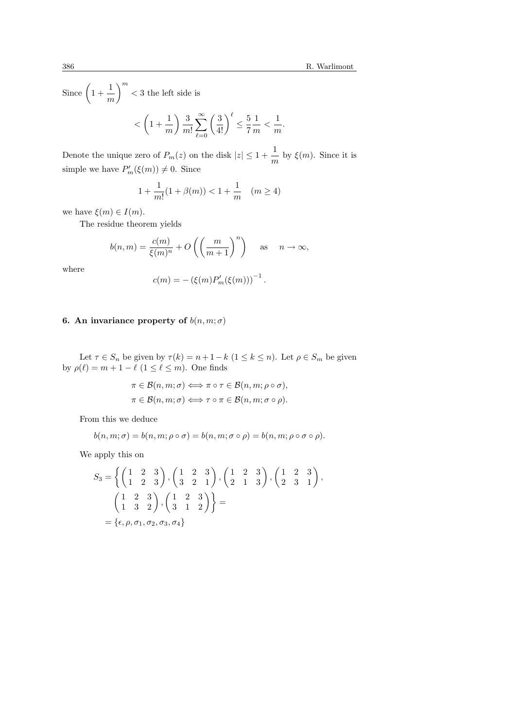Since $\left(1+\dfrac{1}{m}\right)^m < 3$ the left side is

$$< \left(1+\frac{1}{m}\right)\frac{3}{m!}\sum_{\ell=0}^{\infty}\left(\frac{3}{4!}\right)^{\ell} \le \frac{5}{7}\frac{1}{m} < \frac{1}{m}.$$

Denote the unique zero of $P_m(z)$ on the disk $|z| \le 1+\dfrac{1}{m}$ by $\xi(m)$. Since it is simple we have $P_m'(\xi(m)) \neq 0$. Since

$$1+\frac{1}{m!}(1+\beta(m)) < 1+\frac{1}{m} \quad (m \ge 4)$$

we have $\xi(m) \in I(m)$.

The residue theorem yields

$$b(n,m) = \frac{c(m)}{\xi(m)^n} + O\left(\left(\frac{m}{m+1}\right)^n\right) \quad \text{as} \quad n \to \infty,$$

where

$$c(m) = -\left(\xi(m)P_m'(\xi(m))\right)^{-1}.$$

## 6. An invariance property of $b(n,m;\sigma)$

Let $\tau \in S_n$ be given by $\tau(k) = n+1-k$ $(1 \le k \le n)$. Let $\rho \in S_m$ be given by $\rho(\ell) = m+1-\ell$ $(1 \le \ell \le m)$. One finds

$$\pi \in \mathcal{B}(n,m;\sigma) \Longleftrightarrow \pi \circ \tau \in \mathcal{B}(n,m;\rho\circ\sigma),$$
$$\pi \in \mathcal{B}(n,m;\sigma) \Longleftrightarrow \tau \circ \pi \in \mathcal{B}(n,m;\sigma\circ\rho).$$

From this we deduce

$$b(n,m;\sigma) = b(n,m;\rho\circ\sigma) = b(n,m;\sigma\circ\rho) = b(n,m;\rho\circ\sigma\circ\rho).$$

We apply this on

$$\begin{aligned} S_3 = \Bigg\{ &\begin{pmatrix}1&2&3\\1&2&3\end{pmatrix}, \begin{pmatrix}1&2&3\\3&2&1\end{pmatrix}, \begin{pmatrix}1&2&3\\2&1&3\end{pmatrix}, \begin{pmatrix}1&2&3\\2&3&1\end{pmatrix}, \\ &\begin{pmatrix}1&2&3\\1&3&2\end{pmatrix}, \begin{pmatrix}1&2&3\\3&1&2\end{pmatrix}\Bigg\} = \\ = \{&\epsilon, \rho, \sigma_1, \sigma_2, \sigma_3, \sigma_4\} \end{aligned}$$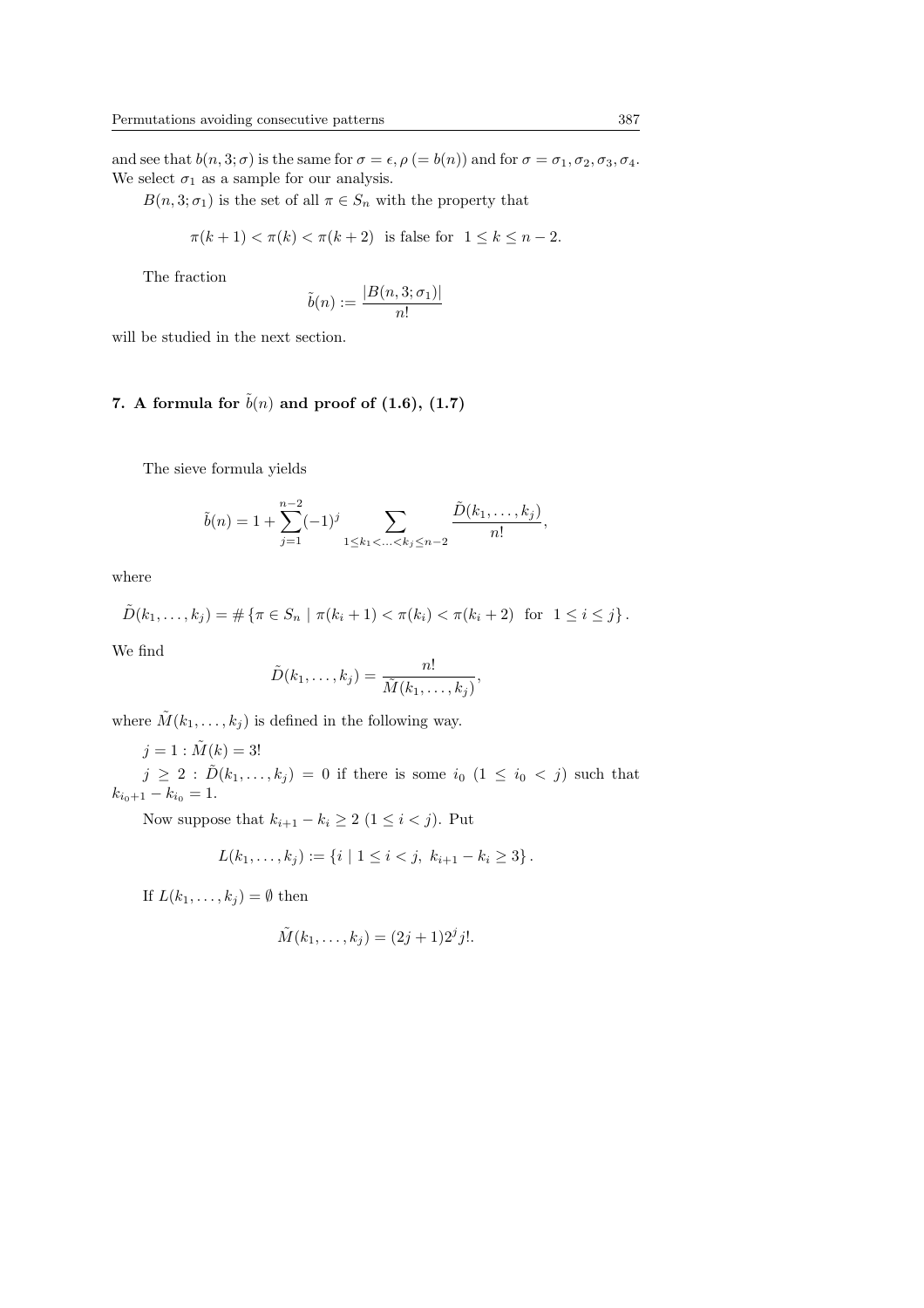and see that $b(n, 3; \sigma)$ is the same for $\sigma = \epsilon, \rho\ (= b(n))$ and for $\sigma = \sigma_1, \sigma_2, \sigma_3, \sigma_4$. We select $\sigma_1$ as a sample for our analysis.

$B(n, 3; \sigma_1)$ is the set of all $\pi \in S_n$ with the property that

$$\pi(k+1) < \pi(k) < \pi(k+2) \quad \text{is false for} \quad 1 \le k \le n-2.$$

The fraction

$$\tilde{b}(n) := \frac{|B(n, 3; \sigma_1)|}{n!}$$

will be studied in the next section.

## 7. A formula for $\tilde{b}(n)$ and proof of (1.6), (1.7)

The sieve formula yields

$$\tilde{b}(n) = 1 + \sum_{j=1}^{n-2} (-1)^j \sum_{1 \le k_1 < \ldots < k_j \le n-2} \frac{\tilde{D}(k_1, \ldots, k_j)}{n!},$$

where

$$\tilde{D}(k_1, \ldots, k_j) = \# \left\{ \pi \in S_n \mid \pi(k_i + 1) < \pi(k_i) < \pi(k_i + 2) \ \text{ for } \ 1 \le i \le j \right\}.$$

We find

$$\tilde{D}(k_1, \ldots, k_j) = \frac{n!}{\tilde{M}(k_1, \ldots, k_j)},$$

where $\tilde{M}(k_1, \ldots, k_j)$ is defined in the following way.

$j = 1 : \tilde{M}(k) = 3!$

$j \ge 2$ : $\tilde{D}(k_1, \ldots, k_j) = 0$ if there is some $i_0$ $(1 \le i_0 < j)$ such that $k_{i_0+1} - k_{i_0} = 1$.

Now suppose that $k_{i+1} - k_i \ge 2$ $(1 \le i < j)$. Put

$$L(k_1, \ldots, k_j) := \left\{ i \mid 1 \le i < j, \ k_{i+1} - k_i \ge 3 \right\}.$$

If $L(k_1, \ldots, k_j) = \emptyset$ then

$$\tilde{M}(k_1, \ldots, k_j) = (2j+1) 2^j j!.$$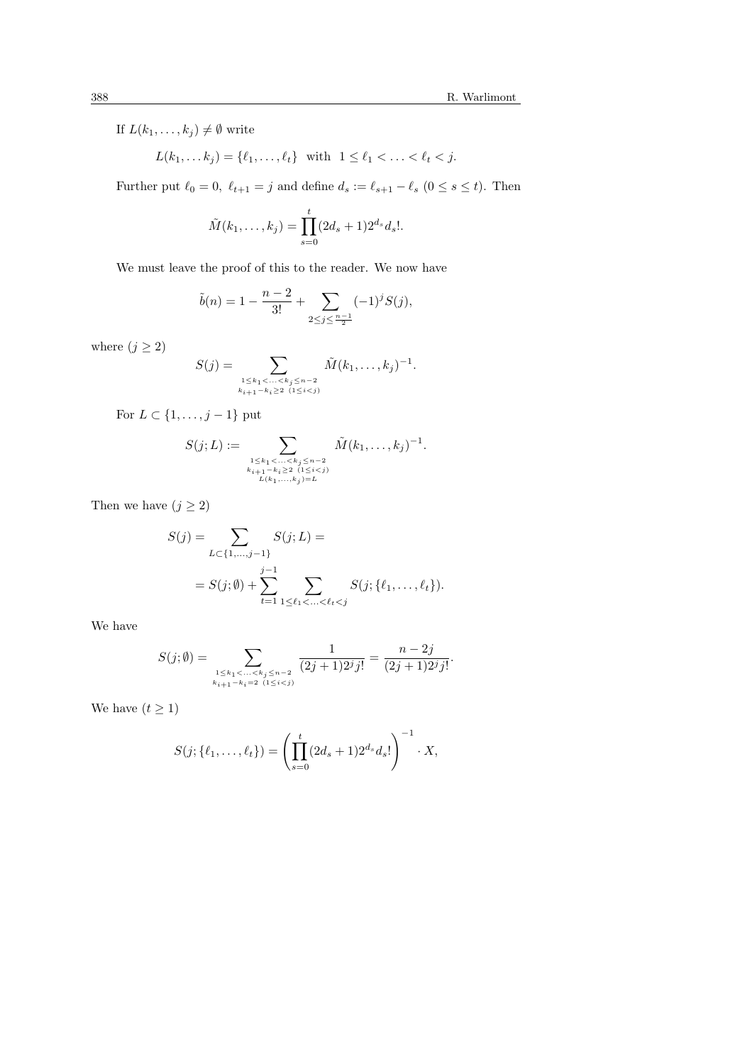If $L(k_1, \ldots, k_j) \neq \emptyset$ write

$$L(k_1, \ldots k_j) = \{\ell_1, \ldots, \ell_t\} \quad \text{with} \quad 1 \leq \ell_1 < \ldots < \ell_t < j.$$

Further put $\ell_0 = 0$, $\ell_{t+1} = j$ and define $d_s := \ell_{s+1} - \ell_s$ $(0 \leq s \leq t)$. Then

$$\tilde{M}(k_1, \ldots, k_j) = \prod_{s=0}^{t} (2d_s + 1) 2^{d_s} d_s!.$$

We must leave the proof of this to the reader. We now have

$$\tilde{b}(n) = 1 - \frac{n-2}{3!} + \sum_{2 \leq j \leq \frac{n-1}{2}} (-1)^j S(j),$$

where $(j \geq 2)$

$$S(j) = \sum_{\substack{1 \leq k_1 < \ldots < k_j \leq n-2 \\ k_{i+1} - k_i \geq 2 \ (1 \leq i < j)}} \tilde{M}(k_1, \ldots, k_j)^{-1}.$$

For $L \subset \{1, \ldots, j-1\}$ put

$$S(j; L) := \sum_{\substack{1 \leq k_1 < \ldots < k_j \leq n-2 \\ k_{i+1} - k_i \geq 2 \ (1 \leq i < j) \\ L(k_1, \ldots, k_j) = L}} \tilde{M}(k_1, \ldots, k_j)^{-1}.$$

Then we have $(j \geq 2)$

$$\begin{aligned} S(j) &= \sum_{L \subset \{1, \ldots, j-1\}} S(j; L) = \\ &= S(j; \emptyset) + \sum_{t=1}^{j-1} \sum_{1 \leq \ell_1 < \ldots < \ell_t < j} S(j; \{\ell_1, \ldots, \ell_t\}). \end{aligned}$$

We have

$$S(j; \emptyset) = \sum_{\substack{1 \leq k_1 < \ldots < k_j \leq n-2 \\ k_{i+1} - k_i = 2 \ (1 \leq i < j)}} \frac{1}{(2j+1) 2^j j!} = \frac{n - 2j}{(2j+1) 2^j j!}.$$

We have $(t \geq 1)$

$$S(j; \{\ell_1, \ldots, \ell_t\}) = \left( \prod_{s=0}^{t} (2d_s + 1) 2^{d_s} d_s! \right)^{-1} \cdot X,$$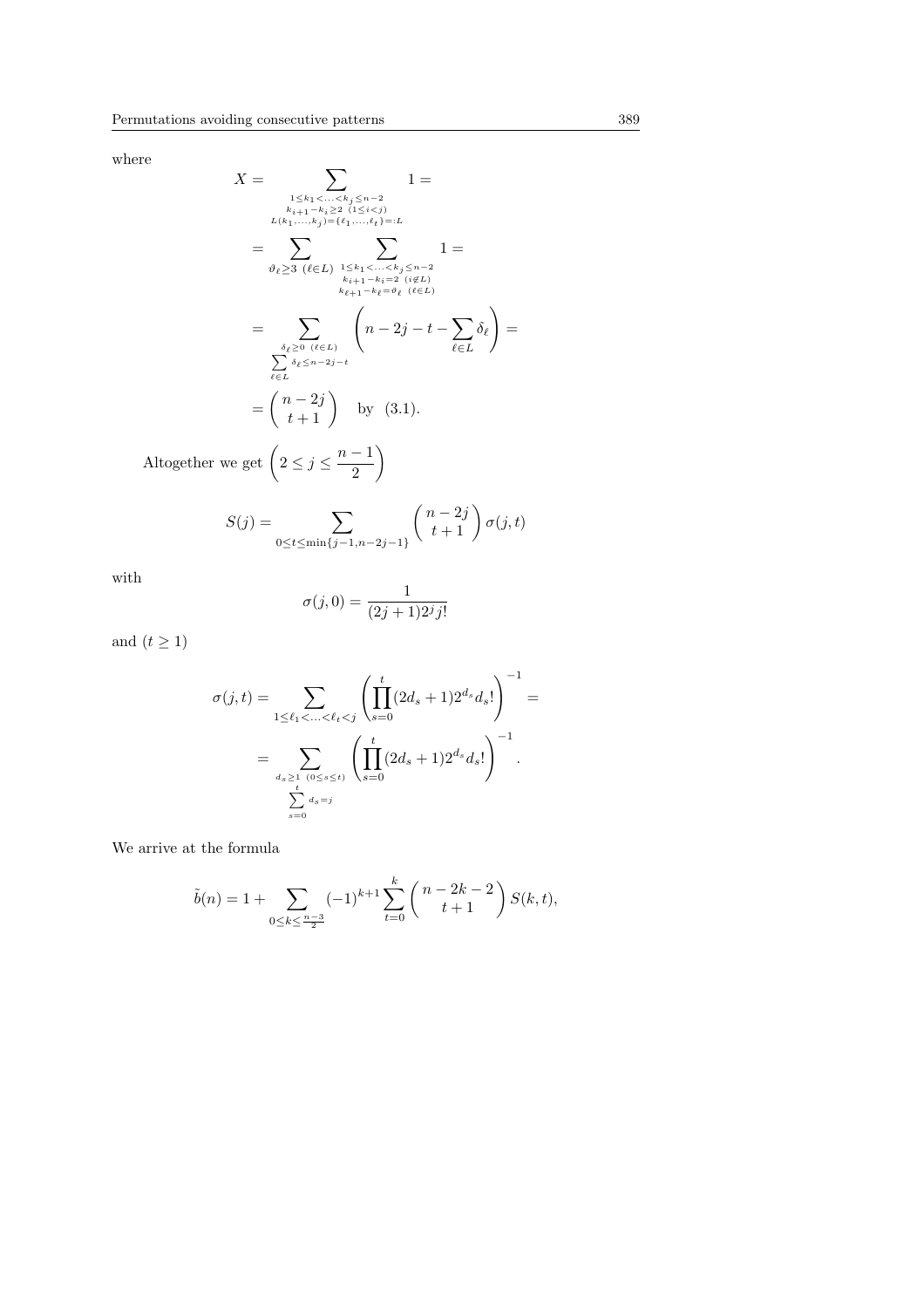where

$$
\begin{aligned}
X &= \sum_{\substack{1 \le k_1 < \ldots < k_j \le n-2 \\ k_{i+1} - k_i \ge 2 \ (1 \le i < j) \\ L(k_1, \ldots, k_j) = \{\ell_1, \ldots, \ell_t\} =: L}} 1 = \\
&= \sum_{\vartheta_\ell \ge 3 \ (\ell \in L)} \sum_{\substack{1 \le k_1 < \ldots < k_j \le n-2 \\ k_{i+1} - k_i = 2 \ (i \notin L) \\ k_{\ell+1} - k_\ell = \vartheta_\ell \ (\ell \in L)}} 1 = \\
&= \sum_{\substack{\delta_\ell \ge 0 \ (\ell \in L) \\ \sum\limits_{\ell \in L} \delta_\ell \le n-2j-t}} \left( n - 2j - t - \sum_{\ell \in L} \delta_\ell \right) = \\
&= \binom{n-2j}{t+1} \quad \text{by} \quad (3.1).
\end{aligned}
$$

Altogether we get $\left( 2 \le j \le \dfrac{n-1}{2} \right)$

$$
S(j) = \sum_{0 \le t \le \min\{j-1, n-2j-1\}} \binom{n-2j}{t+1} \sigma(j,t)
$$

with

$$
\sigma(j,0) = \frac{1}{(2j+1)2^j j!}
$$

and $(t \ge 1)$

$$
\begin{aligned}
\sigma(j,t) &= \sum_{1 \le \ell_1 < \ldots < \ell_t < j} \left( \prod_{s=0}^{t} (2d_s + 1) 2^{d_s} d_s! \right)^{-1} = \\
&= \sum_{\substack{d_s \ge 1 \ (0 \le s \le t) \\ \sum\limits_{s=0}^{t} d_s = j}} \left( \prod_{s=0}^{t} (2d_s + 1) 2^{d_s} d_s! \right)^{-1}.
\end{aligned}
$$

We arrive at the formula

$$
\tilde{b}(n) = 1 + \sum_{0 \le k \le \frac{n-3}{2}} (-1)^{k+1} \sum_{t=0}^{k} \binom{n-2k-2}{t+1} S(k,t),
$$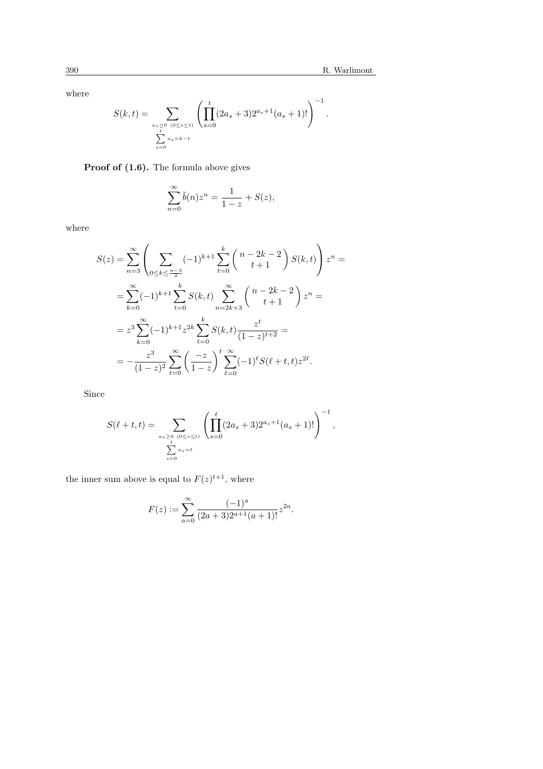where

$$S(k,t) = \sum_{\substack{a_s \geq 0 \quad (0 \leq s \leq t) \\ \sum\limits_{s=0}^{t} a_s = k-t}} \left( \prod_{s=0}^{t} (2a_s+3) 2^{a_s+1} (a_s+1)! \right)^{-1}.$$

**Proof of (1.6).** The formula above gives

$$\sum_{n=0}^{\infty} \tilde{b}(n) z^n = \frac{1}{1-z} + S(z),$$

where

$$\begin{aligned}
S(z) &= \sum_{n=3}^{\infty} \left( \sum_{0 \leq k \leq \frac{n-3}{2}} (-1)^{k+1} \sum_{t=0}^{k} \binom{n-2k-2}{t+1} S(k,t) \right) z^n = \\
&= \sum_{k=0}^{\infty} (-1)^{k+1} \sum_{t=0}^{k} S(k,t) \sum_{n=2k+3}^{\infty} \binom{n-2k-2}{t+1} z^n = \\
&= z^3 \sum_{k=0}^{\infty} (-1)^{k+1} z^{2k} \sum_{t=0}^{k} S(k,t) \frac{z^t}{(1-z)^{t+2}} = \\
&= -\frac{z^3}{(1-z)^2} \sum_{t=0}^{\infty} \left( \frac{-z}{1-z} \right)^t \sum_{\ell=0}^{\infty} (-1)^{\ell} S(\ell+t,t) z^{2\ell}.
\end{aligned}$$

Since

$$S(\ell+t,t) = \sum_{\substack{a_s \geq 0 \quad (0 \leq s \leq t) \\ \sum\limits_{s=0}^{t} a_s = \ell}} \left( \prod_{s=0}^{t} (2a_s+3) 2^{a_s+1} (a_s+1)! \right)^{-1},$$

the inner sum above is equal to $F(z)^{t+1}$, where

$$F(z) := \sum_{a=0}^{\infty} \frac{(-1)^a}{(2a+3)2^{a+1}(a+1)!} z^{2a}.$$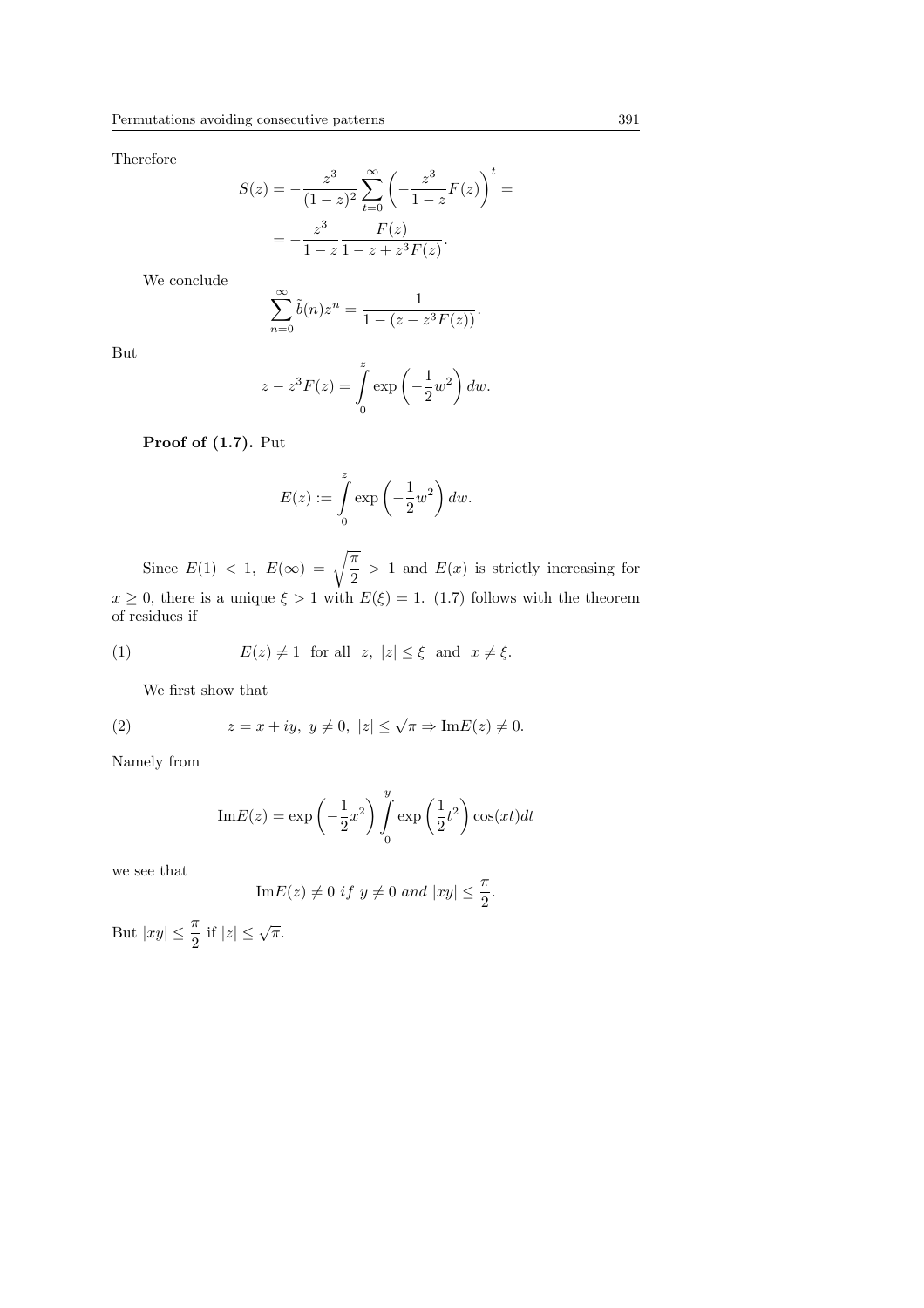Therefore

$$S(z) = -\frac{z^3}{(1-z)^2}\sum_{t=0}^{\infty}\left(-\frac{z^3}{1-z}F(z)\right)^t =$$

$$= -\frac{z^3}{1-z}\frac{F(z)}{1-z+z^3F(z)}.$$

We conclude

$$\sum_{n=0}^{\infty}\tilde{b}(n)z^n = \frac{1}{1-(z-z^3F(z))}.$$

But

$$z - z^3F(z) = \int_0^z \exp\left(-\frac{1}{2}w^2\right)dw.$$

**Proof of (1.7).** Put

$$E(z) := \int_0^z \exp\left(-\frac{1}{2}w^2\right)dw.$$

Since $E(1) < 1$, $E(\infty) = \sqrt{\frac{\pi}{2}} > 1$ and $E(x)$ is strictly increasing for $x \geq 0$, there is a unique $\xi > 1$ with $E(\xi) = 1$. (1.7) follows with the theorem of residues if

$$(1) \qquad E(z) \neq 1 \;\text{ for all }\; z,\; |z| \leq \xi \;\text{ and }\; x \neq \xi.$$

We first show that

$$(2) \qquad z = x + iy,\; y \neq 0,\; |z| \leq \sqrt{\pi} \Rightarrow \operatorname{Im}E(z) \neq 0.$$

Namely from

$$\operatorname{Im}E(z) = \exp\left(-\frac{1}{2}x^2\right)\int_0^y \exp\left(\frac{1}{2}t^2\right)\cos(xt)dt$$

we see that

$$\operatorname{Im}E(z) \neq 0 \; \textit{if} \; y \neq 0 \; \textit{and} \; |xy| \leq \frac{\pi}{2}.$$

But $|xy| \leq \frac{\pi}{2}$ if $|z| \leq \sqrt{\pi}$.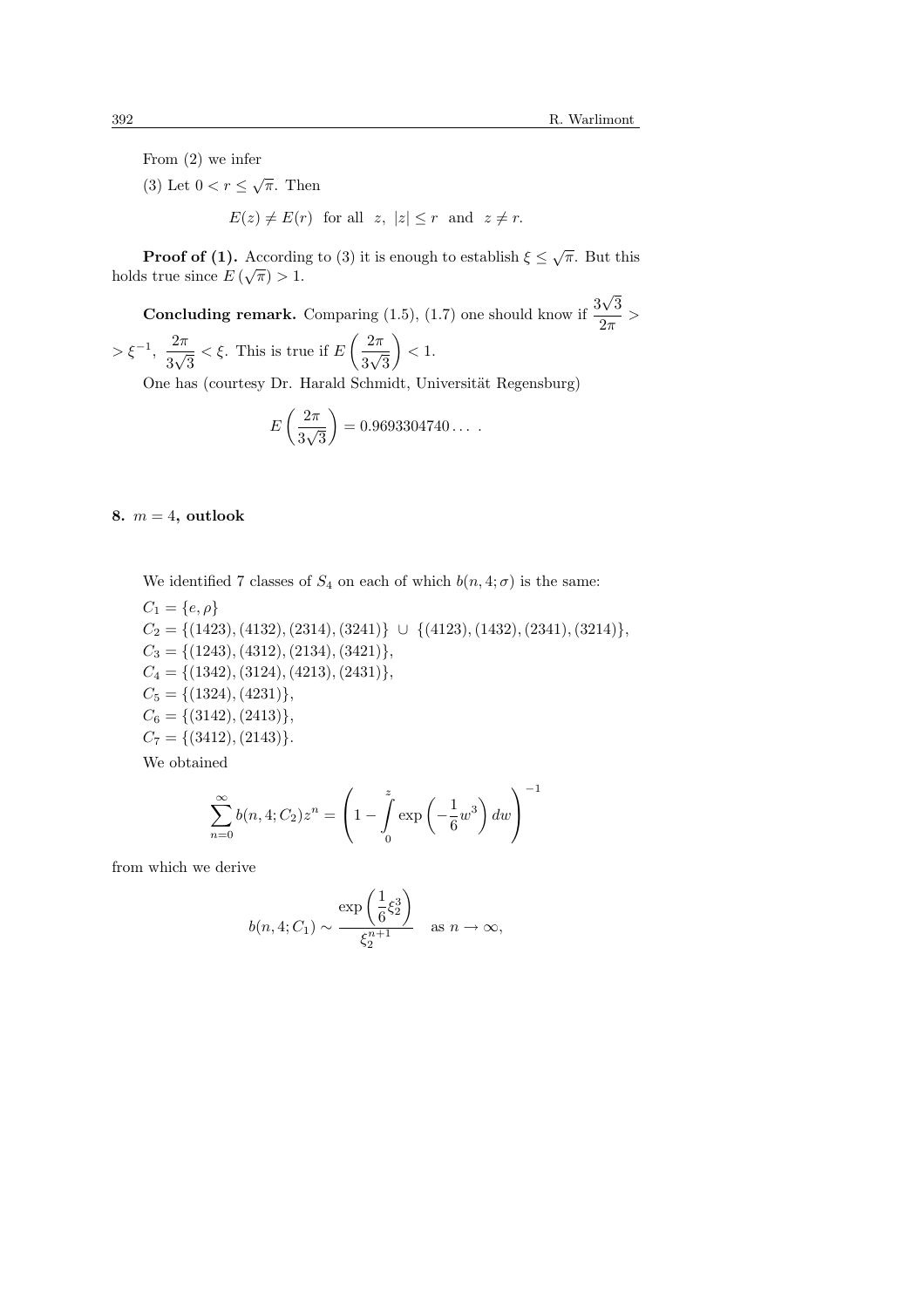From (2) we infer

(3) Let $0 < r \leq \sqrt{\pi}$. Then

$$E(z) \neq E(r) \quad \text{for all} \quad z,\ |z| \leq r \quad \text{and} \quad z \neq r.$$

**Proof of (1).** According to (3) it is enough to establish $\xi \leq \sqrt{\pi}$. But this holds true since $E(\sqrt{\pi}) > 1$.

**Concluding remark.** Comparing (1.5), (1.7) one should know if $\frac{3\sqrt{3}}{2\pi} > \xi^{-1}$, $\frac{2\pi}{3\sqrt{3}} < \xi$. This is true if $E\left(\frac{2\pi}{3\sqrt{3}}\right) < 1$.

One has (courtesy Dr. Harald Schmidt, Universität Regensburg)

$$E\left(\frac{2\pi}{3\sqrt{3}}\right) = 0.9693304740\ldots\ .$$

## 8. $m = 4$, outlook

We identified 7 classes of $S_4$ on each of which $b(n, 4; \sigma)$ is the same:

$C_1 = \{e, \rho\}$
$C_2 = \{(1423), (4132), (2314), (3241)\} \cup \{(4123), (1432), (2341), (3214)\}$,
$C_3 = \{(1243), (4312), (2134), (3421)\}$,
$C_4 = \{(1342), (3124), (4213), (2431)\}$,
$C_5 = \{(1324), (4231)\}$,
$C_6 = \{(3142), (2413)\}$,
$C_7 = \{(3412), (2143)\}$.

We obtained

$$\sum_{n=0}^{\infty} b(n, 4; C_2) z^n = \left(1 - \int_0^z \exp\left(-\frac{1}{6}w^3\right) dw\right)^{-1}$$

from which we derive

$$b(n, 4; C_1) \sim \frac{\exp\left(\frac{1}{6}\xi_2^3\right)}{\xi_2^{n+1}} \quad \text{as } n \to \infty,$$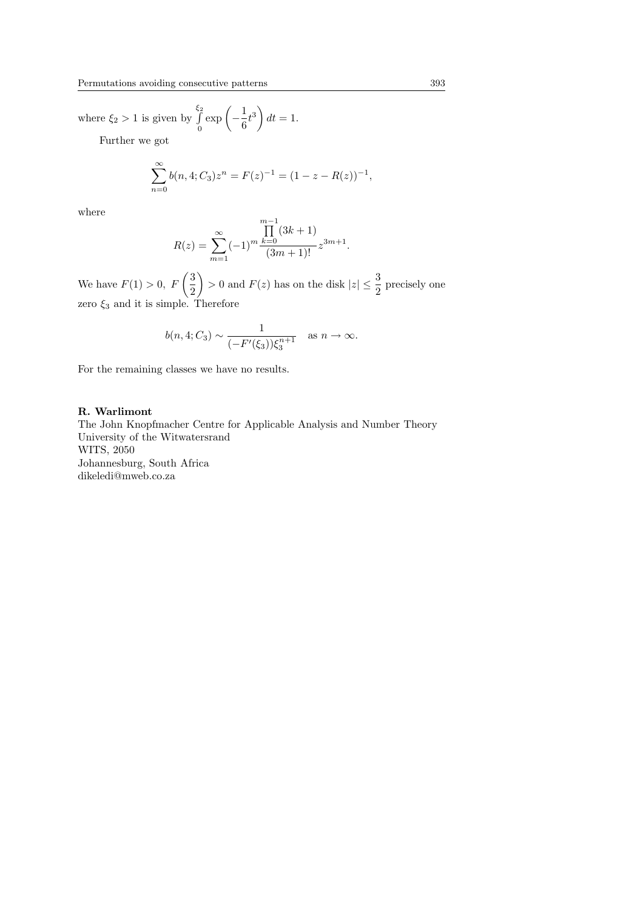where $\xi_2 > 1$ is given by $\int\limits_0^{\xi_2} \exp\left(-\frac{1}{6}t^3\right) dt = 1$.

Further we got

$$\sum_{n=0}^{\infty} b(n, 4; C_3) z^n = F(z)^{-1} = (1 - z - R(z))^{-1},$$

where

$$R(z) = \sum_{m=1}^{\infty} (-1)^m \frac{\prod\limits_{k=0}^{m-1} (3k+1)}{(3m+1)!} z^{3m+1}.$$

We have $F(1) > 0$, $F\left(\frac{3}{2}\right) > 0$ and $F(z)$ has on the disk $|z| \leq \frac{3}{2}$ precisely one zero $\xi_3$ and it is simple. Therefore

$$b(n, 4; C_3) \sim \frac{1}{(-F'(\xi_3))\xi_3^{n+1}} \quad \text{as } n \to \infty.$$

For the remaining classes we have no results.

**R. Warlimont**  
The John Knopfmacher Centre for Applicable Analysis and Number Theory  
University of the Witwatersrand  
WITS, 2050  
Johannesburg, South Africa  
dikeledi@mweb.co.za